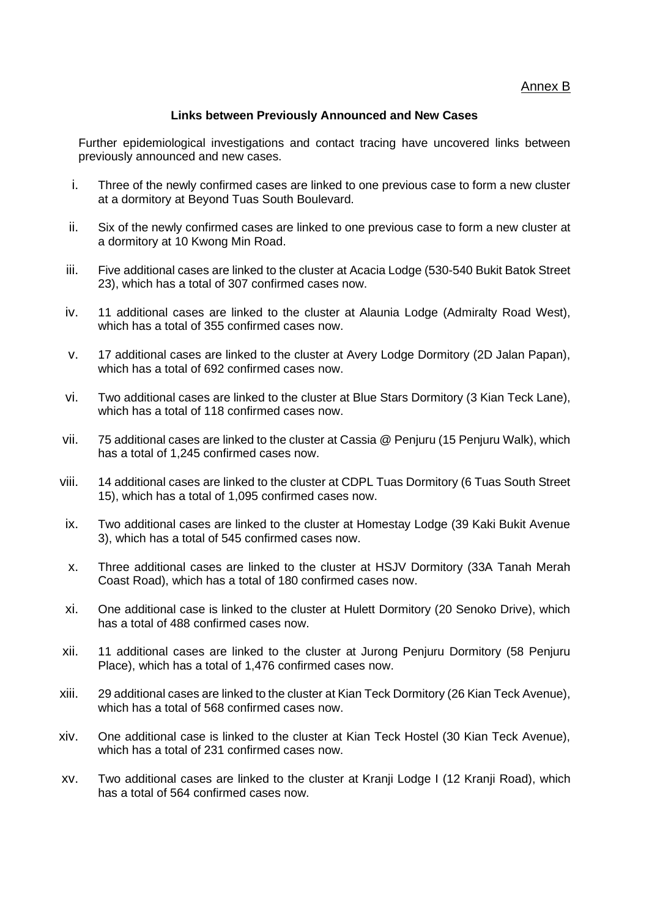Annex B

**Links between Previously Announced and New Cases**

Further epidemiological investigations and contact tracing have uncovered links between previously announced and new cases.

i. Three of the newly confirmed cases are linked to one previous case to form a new cluster at a dormitory at Beyond Tuas South Boulevard.

ii. Six of the newly confirmed cases are linked to one previous case to form a new cluster at a dormitory at 10 Kwong Min Road.

iii. Five additional cases are linked to the cluster at Acacia Lodge (530-540 Bukit Batok Street 23), which has a total of 307 confirmed cases now.

iv. 11 additional cases are linked to the cluster at Alaunia Lodge (Admiralty Road West), which has a total of 355 confirmed cases now.

v. 17 additional cases are linked to the cluster at Avery Lodge Dormitory (2D Jalan Papan), which has a total of 692 confirmed cases now.

vi. Two additional cases are linked to the cluster at Blue Stars Dormitory (3 Kian Teck Lane), which has a total of 118 confirmed cases now.

vii. 75 additional cases are linked to the cluster at Cassia @ Penjuru (15 Penjuru Walk), which has a total of 1,245 confirmed cases now.

viii. 14 additional cases are linked to the cluster at CDPL Tuas Dormitory (6 Tuas South Street 15), which has a total of 1,095 confirmed cases now.

ix. Two additional cases are linked to the cluster at Homestay Lodge (39 Kaki Bukit Avenue 3), which has a total of 545 confirmed cases now.

x. Three additional cases are linked to the cluster at HSJV Dormitory (33A Tanah Merah Coast Road), which has a total of 180 confirmed cases now.

xi. One additional case is linked to the cluster at Hulett Dormitory (20 Senoko Drive), which has a total of 488 confirmed cases now.

xii. 11 additional cases are linked to the cluster at Jurong Penjuru Dormitory (58 Penjuru Place), which has a total of 1,476 confirmed cases now.

xiii. 29 additional cases are linked to the cluster at Kian Teck Dormitory (26 Kian Teck Avenue), which has a total of 568 confirmed cases now.

xiv. One additional case is linked to the cluster at Kian Teck Hostel (30 Kian Teck Avenue), which has a total of 231 confirmed cases now.

xv. Two additional cases are linked to the cluster at Kranji Lodge I (12 Kranji Road), which has a total of 564 confirmed cases now.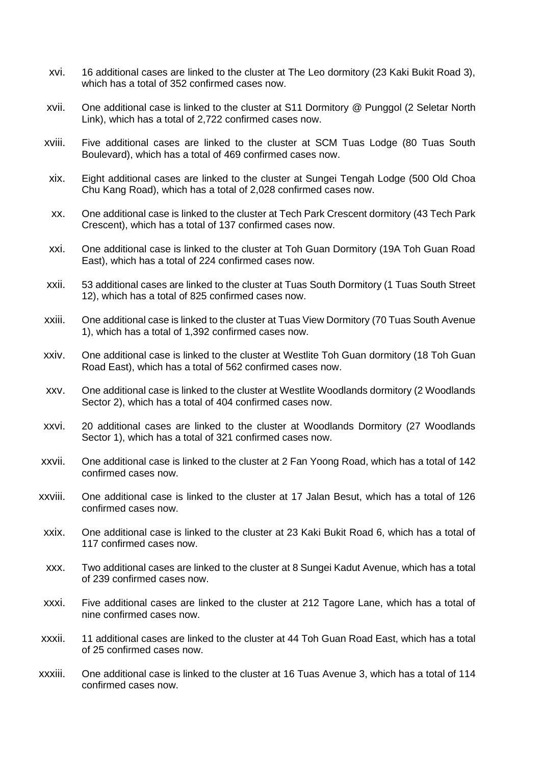xvi. 16 additional cases are linked to the cluster at The Leo dormitory (23 Kaki Bukit Road 3), which has a total of 352 confirmed cases now.

xvii. One additional case is linked to the cluster at S11 Dormitory @ Punggol (2 Seletar North Link), which has a total of 2,722 confirmed cases now.

xviii. Five additional cases are linked to the cluster at SCM Tuas Lodge (80 Tuas South Boulevard), which has a total of 469 confirmed cases now.

xix. Eight additional cases are linked to the cluster at Sungei Tengah Lodge (500 Old Choa Chu Kang Road), which has a total of 2,028 confirmed cases now.

xx. One additional case is linked to the cluster at Tech Park Crescent dormitory (43 Tech Park Crescent), which has a total of 137 confirmed cases now.

xxi. One additional case is linked to the cluster at Toh Guan Dormitory (19A Toh Guan Road East), which has a total of 224 confirmed cases now.

xxii. 53 additional cases are linked to the cluster at Tuas South Dormitory (1 Tuas South Street 12), which has a total of 825 confirmed cases now.

xxiii. One additional case is linked to the cluster at Tuas View Dormitory (70 Tuas South Avenue 1), which has a total of 1,392 confirmed cases now.

xxiv. One additional case is linked to the cluster at Westlite Toh Guan dormitory (18 Toh Guan Road East), which has a total of 562 confirmed cases now.

xxv. One additional case is linked to the cluster at Westlite Woodlands dormitory (2 Woodlands Sector 2), which has a total of 404 confirmed cases now.

xxvi. 20 additional cases are linked to the cluster at Woodlands Dormitory (27 Woodlands Sector 1), which has a total of 321 confirmed cases now.

xxvii. One additional case is linked to the cluster at 2 Fan Yoong Road, which has a total of 142 confirmed cases now.

xxviii. One additional case is linked to the cluster at 17 Jalan Besut, which has a total of 126 confirmed cases now.

xxix. One additional case is linked to the cluster at 23 Kaki Bukit Road 6, which has a total of 117 confirmed cases now.

xxx. Two additional cases are linked to the cluster at 8 Sungei Kadut Avenue, which has a total of 239 confirmed cases now.

xxxi. Five additional cases are linked to the cluster at 212 Tagore Lane, which has a total of nine confirmed cases now.

xxxii. 11 additional cases are linked to the cluster at 44 Toh Guan Road East, which has a total of 25 confirmed cases now.

xxxiii. One additional case is linked to the cluster at 16 Tuas Avenue 3, which has a total of 114 confirmed cases now.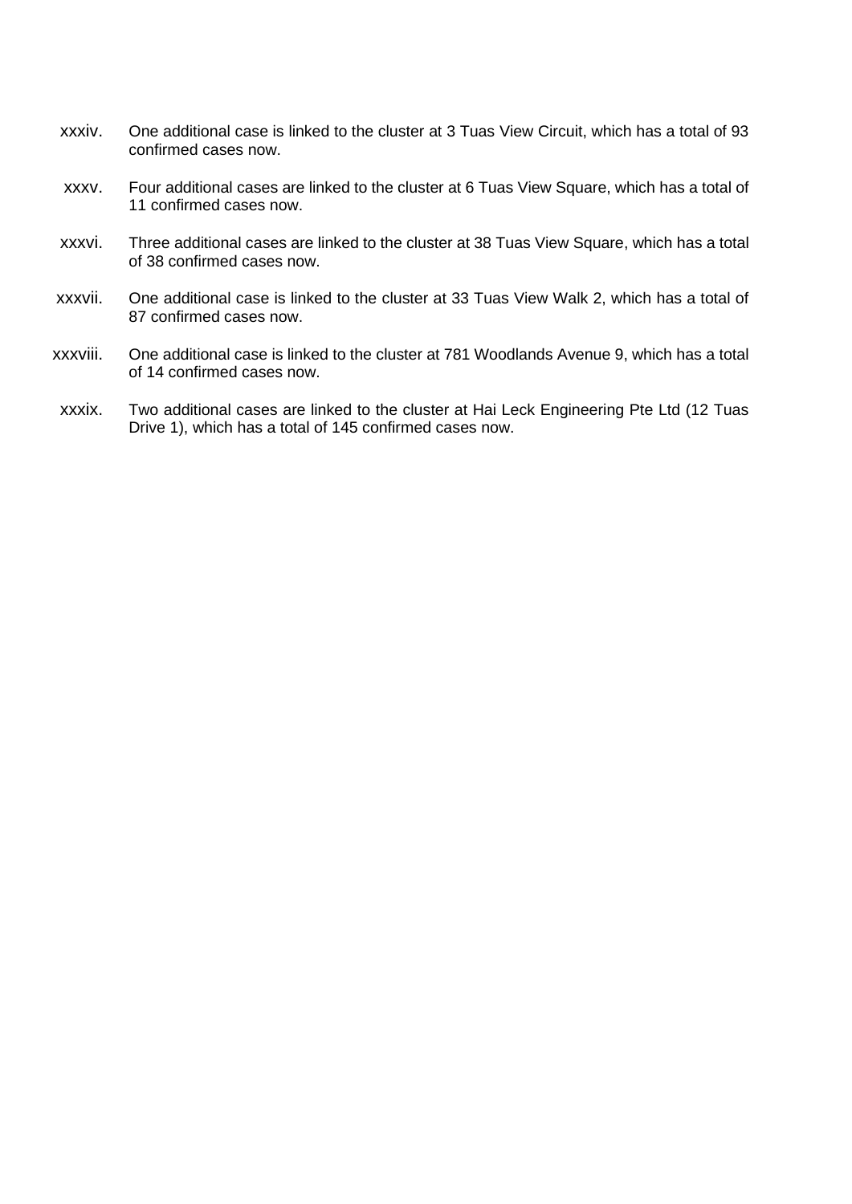xxxiv. One additional case is linked to the cluster at 3 Tuas View Circuit, which has a total of 93 confirmed cases now.

xxxv. Four additional cases are linked to the cluster at 6 Tuas View Square, which has a total of 11 confirmed cases now.

xxxvi. Three additional cases are linked to the cluster at 38 Tuas View Square, which has a total of 38 confirmed cases now.

xxxvii. One additional case is linked to the cluster at 33 Tuas View Walk 2, which has a total of 87 confirmed cases now.

xxxviii. One additional case is linked to the cluster at 781 Woodlands Avenue 9, which has a total of 14 confirmed cases now.

xxxix. Two additional cases are linked to the cluster at Hai Leck Engineering Pte Ltd (12 Tuas Drive 1), which has a total of 145 confirmed cases now.